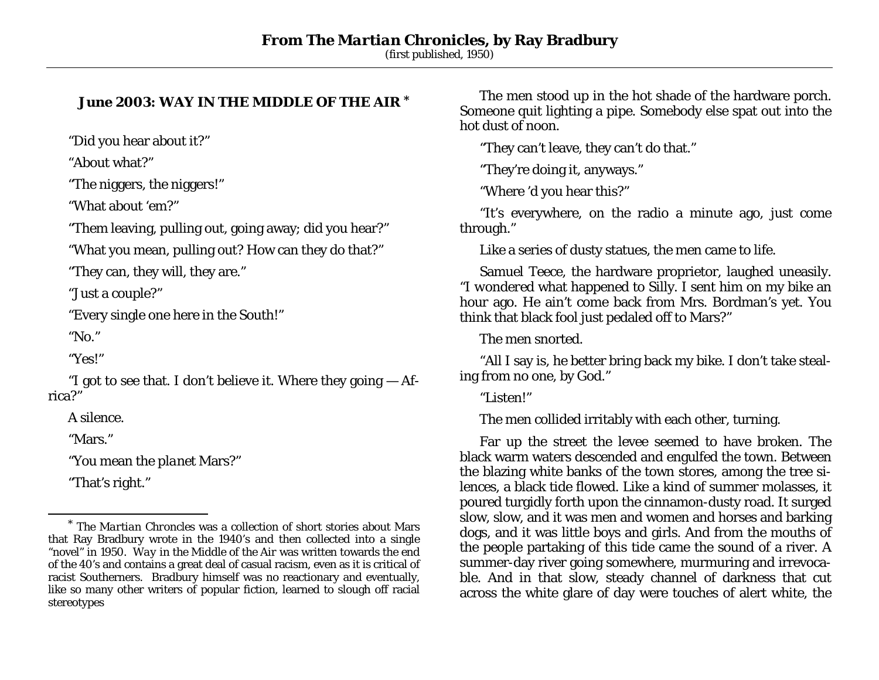# From *The Martian Chronicles*, by Ray Bradbury

(first published, 1950)

## June 2003: WAY IN THE MIDDLE OF THE AIR *

"Did you hear about it?"

"About what?"

"The niggers, the niggers!"

"What about 'em?"

"Them leaving, pulling out, going away; did you hear?"

"What you mean, pulling out? How can they do that?"

"They can, they will, they are."

"Just a couple?"

"Every single one here in the South!"

"No."

"Yes!"

"I got to see that. I don't believe it. Where they going — Africa?"

A silence.

"Mars."

"You mean the *planet* Mars?"

"That's right."

The men stood up in the hot shade of the hardware porch. Someone quit lighting a pipe. Somebody else spat out into the hot dust of noon.

"They can't leave, they can't do that."

"They're doing it, anyways."

"Where 'd you hear this?"

"It's everywhere, on the radio a minute ago, just come through."

Like a series of dusty statues, the men came to life.

Samuel Teece, the hardware proprietor, laughed uneasily. "I wondered what happened to Silly. I sent him on my bike an hour ago. He ain't come back from Mrs. Bordman's yet. You think that black fool just pedaled off to Mars?"

The men snorted.

"All I say is, he better bring back my bike. I don't take stealing from no one, by God."

"Listen!"

The men collided irritably with each other, turning.

Far up the street the levee seemed to have broken. The black warm waters descended and engulfed the town. Between the blazing white banks of the town stores, among the tree silences, a black tide flowed. Like a kind of summer molasses, it poured turgidly forth upon the cinnamon-dusty road. It surged slow, slow, and it was men and women and horses and barking dogs, and it was little boys and girls. And from the mouths of the people partaking of this tide came the sound of a river. A summer-day river going somewhere, murmuring and irrevocable. And in that slow, steady channel of darkness that cut across the white glare of day were touches of alert white, the

---

* *The Martian Chroncles* was a collection of short stories about Mars that Ray Bradbury wrote in the 1940's and then collected into a single "novel" in 1950. *Way in the Middle of the Air* was written towards the end of the 40's and contains a great deal of casual racism, even as it is critical of racist Southerners. Bradbury himself was no reactionary and eventually, like so many other writers of popular fiction, learned to slough off racial stereotypes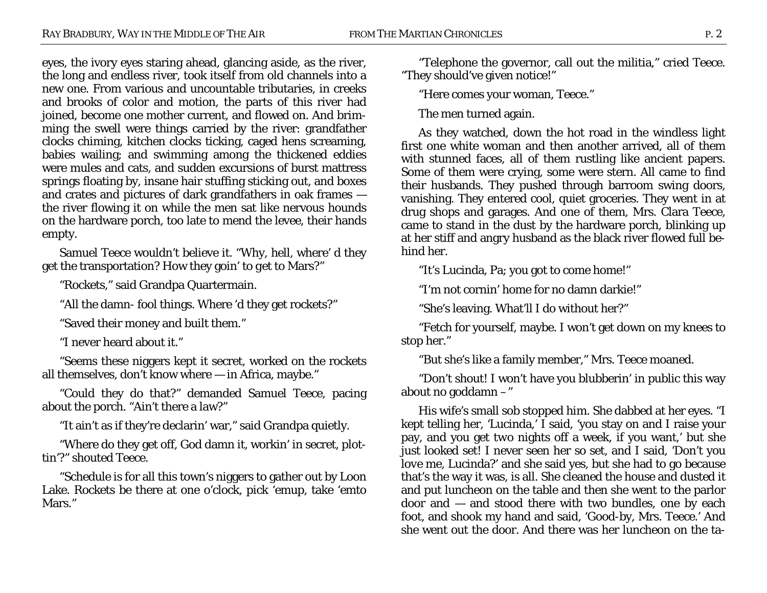eyes, the ivory eyes staring ahead, glancing aside, as the river, the long and endless river, took itself from old channels into a new one. From various and uncountable tributaries, in creeks and brooks of color and motion, the parts of this river had joined, become one mother current, and flowed on. And brimming the swell were things carried by the river: grandfather clocks chiming, kitchen clocks ticking, caged hens screaming, babies wailing; and swimming among the thickened eddies were mules and cats, and sudden excursions of burst mattress springs floating by, insane hair stuffing sticking out, and boxes and crates and pictures of dark grandfathers in oak frames — the river flowing it on while the men sat like nervous hounds on the hardware porch, too late to mend the levee, their hands empty.

Samuel Teece wouldn't believe it. "Why, hell, where' d they get the transportation? How they goin' to get to Mars?"

"Rockets," said Grandpa Quartermain.

"All the damn- fool things. Where 'd they get rockets?"

"Saved their money and built them."

"I never heard about it."

"Seems these niggers kept it secret, worked on the rockets all themselves, don't know where — in Africa, maybe."

"Could they do that?" demanded Samuel Teece, pacing about the porch. "Ain't there a law?"

"It ain't as if they're declarin' war," said Grandpa quietly.

"Where do they get off, God damn it, workin' in secret, plottin'?" shouted Teece.

"Schedule is for all this town's niggers to gather out by Loon Lake. Rockets be there at one o'clock, pick 'emup, take 'emto Mars."

"Telephone the governor, call out the militia," cried Teece. "They should've given notice!"

"Here comes your woman, Teece."

The men turned again.

As they watched, down the hot road in the windless light first one white woman and then another arrived, all of them with stunned faces, all of them rustling like ancient papers. Some of them were crying, some were stern. All came to find their husbands. They pushed through barroom swing doors, vanishing. They entered cool, quiet groceries. They went in at drug shops and garages. And one of them, Mrs. Clara Teece, came to stand in the dust by the hardware porch, blinking up at her stiff and angry husband as the black river flowed full behind her.

"It's Lucinda, Pa; you got to come home!"

"I'm not cornin' home for no damn darkie!"

"She's leaving. What'll I do without her?"

"Fetch for yourself, maybe. I won't get down on my knees to stop her."

"But she's like a family member," Mrs. Teece moaned.

"Don't shout! I won't have you blubberin' in public this way about no goddamn – "

His wife's small sob stopped him. She dabbed at her eyes. "I kept telling her, 'Lucinda,' I said, 'you stay on and I raise your pay, and you get two nights off a week, if you want,' but she just looked set! I never seen her so set, and I said, 'Don't you love me, Lucinda?' and she said yes, but she had to go because that's the way it was, is all. She cleaned the house and dusted it and put luncheon on the table and then she went to the parlor door and — and stood there with two bundles, one by each foot, and shook my hand and said, 'Good-by, Mrs. Teece.' And she went out the door. And there was her luncheon on the ta-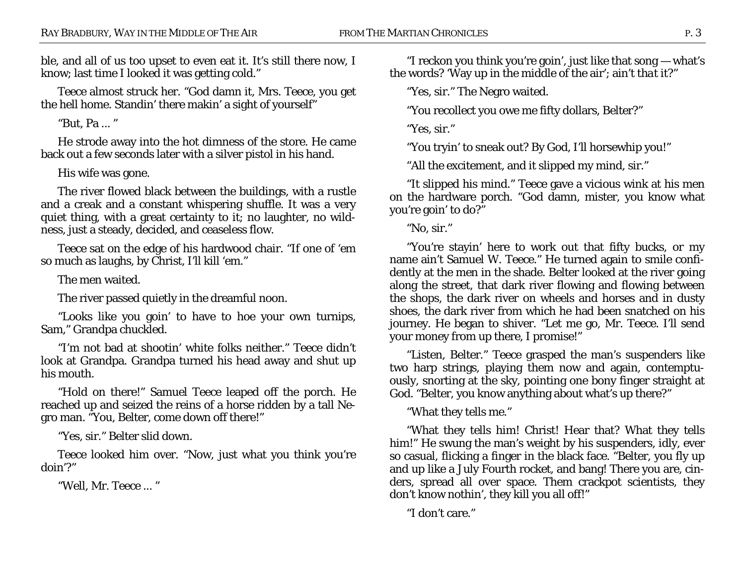ble, and all of us too upset to even eat it. It's still there now, I know; last time I looked it was getting cold."

Teece almost struck her. "God damn it, Mrs. Teece, you get the hell home. Standin' there makin' a sight of yourself"

"But, Pa ... "

He strode away into the hot dimness of the store. He came back out a few seconds later with a silver pistol in his hand.

His wife was gone.

The river flowed black between the buildings, with a rustle and a creak and a constant whispering shuffle. It was a very quiet thing, with a great certainty to it; no laughter, no wildness, just a steady, decided, and ceaseless flow.

Teece sat on the edge of his hardwood chair. "If one of 'em so much as laughs, by Christ, I'll kill 'em."

The men waited.

The river passed quietly in the dreamful noon.

"Looks like you goin' to have to hoe your own turnips, Sam," Grandpa chuckled.

"I'm not bad at shootin' white folks neither." Teece didn't look at Grandpa. Grandpa turned his head away and shut up his mouth.

"Hold on there!" Samuel Teece leaped off the porch. He reached up and seized the reins of a horse ridden by a tall Negro man. "You, Belter, come down off there!"

"Yes, sir." Belter slid down.

Teece looked him over. "Now, just what you think you're doin'?"

"Well, Mr. Teece ... "

"I reckon you think you're goin', just like that song — what's the words? 'Way up in the middle of the air'; ain't *that* it?"

"Yes, sir." The Negro waited.

"You recollect you owe me fifty dollars, Belter?"

"Yes, sir."

"You tryin' to sneak out? By God, I'll horsewhip you!"

"All the excitement, and it slipped my mind, sir."

"It slipped his mind." Teece gave a vicious wink at his men on the hardware porch. "God damn, mister, you know what you're goin' to do?"

"No, sir."

"You're stayin' here to work out that fifty bucks, or my name ain't Samuel W. Teece." He turned again to smile confidently at the men in the shade. Belter looked at the river going along the street, that dark river flowing and flowing between the shops, the dark river on wheels and horses and in dusty shoes, the dark river from which he had been snatched on his journey. He began to shiver. "Let me go, Mr. Teece. I'll send your money from up there, I promise!"

"Listen, Belter." Teece grasped the man's suspenders like two harp strings, playing them now and again, contemptuously, snorting at the sky, pointing one bony finger straight at God. "Belter, you know anything about what's up there?"

"What they tells me."

"What they tells him! Christ! Hear that? What they tells him!" He swung the man's weight by his suspenders, idly, ever so casual, flicking a finger in the black face. "Belter, you fly up and up like a July Fourth rocket, and bang! There you are, cinders, spread all over space. Them crackpot scientists, they don't know nothin', they kill you all off!"

"I don't care."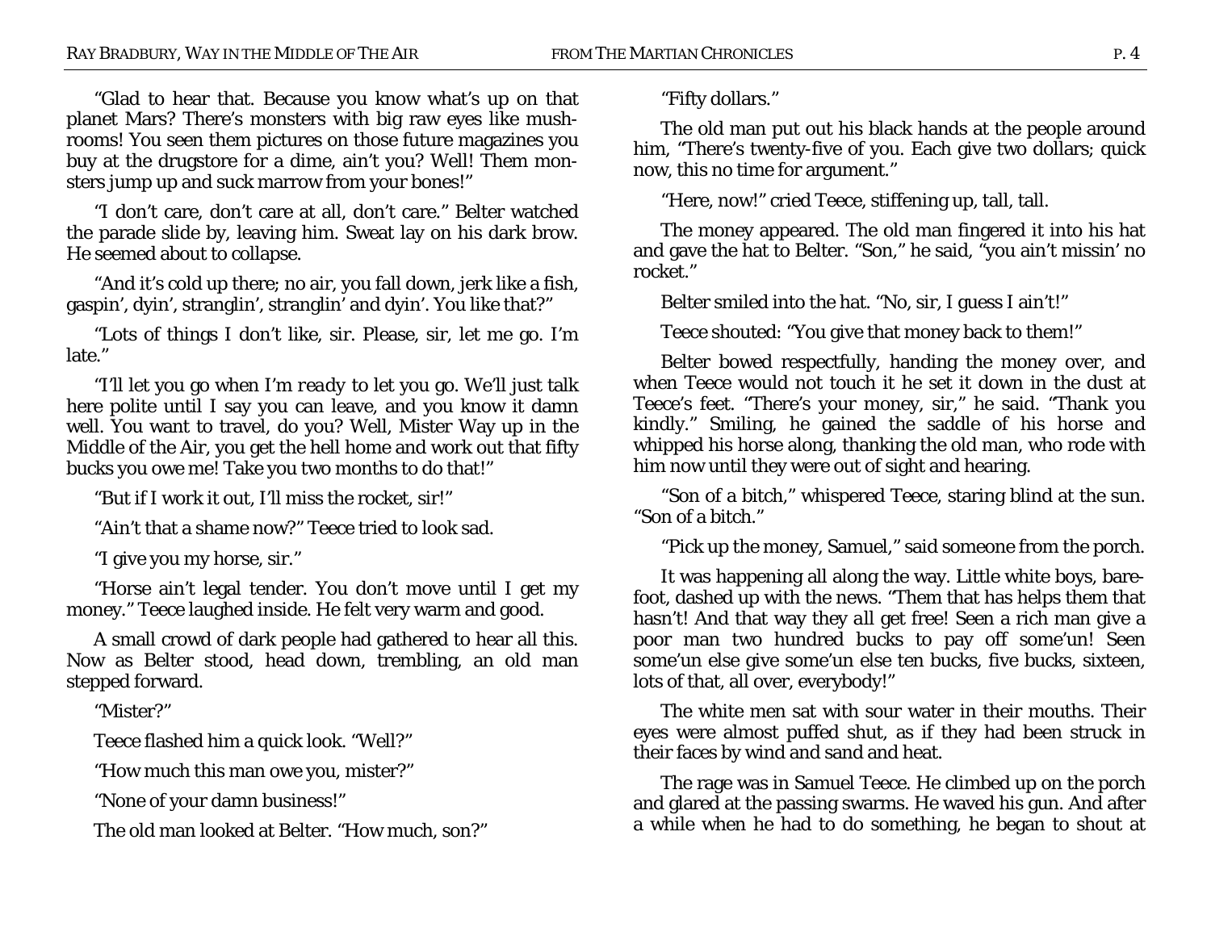"Glad to hear that. Because you know what's up on that planet Mars? There's monsters with big raw eyes like mushrooms! You seen them pictures on those future magazines you buy at the drugstore for a dime, ain't you? Well! Them monsters jump up and suck marrow from your bones!"

"I don't care, don't care at all, don't care." Belter watched the parade slide by, leaving him. Sweat lay on his dark brow. He seemed about to collapse.

"And it's cold up there; no air, you fall down, jerk like a fish, gaspin', dyin', stranglin', stranglin' and dyin'. You like that?"

"Lots of things I don't like, sir. Please, sir, let me go. I'm late."

"I'll let you go when I'm *ready* to let you go. We'll just talk here polite until I say you can leave, and you know it damn well. You want to travel, do you? Well, Mister Way up in the Middle of the Air, you get the hell home and work out that fifty bucks you owe me! Take you two months to do that!"

"But if I work it out, I'll miss the rocket, sir!"

"Ain't that a shame now?" Teece tried to look sad.

"I give you my horse, sir."

"Horse ain't legal tender. You don't move until I get my money." Teece laughed inside. He felt very warm and good.

A small crowd of dark people had gathered to hear all this. Now as Belter stood, head down, trembling, an old man stepped forward.

"Mister?"

Teece flashed him a quick look. "Well?"

"How much this man owe you, mister?"

"None of your damn business!"

The old man looked at Belter. "How much, son?"

"Fifty dollars."

The old man put out his black hands at the people around him, "There's twenty-five of you. Each give two dollars; quick now, this no time for argument."

"Here, now!" cried Teece, stiffening up, tall, tall.

The money appeared. The old man fingered it into his hat and gave the hat to Belter. "Son," he said, "you ain't missin' no rocket."

Belter smiled into the hat. "No, sir, I guess I ain't!"

Teece shouted: "You give that money back to them!"

Belter bowed respectfully, handing the money over, and when Teece would not touch it he set it down in the dust at Teece's feet. "There's your money, sir," he said. "Thank you kindly." Smiling, he gained the saddle of his horse and whipped his horse along, thanking the old man, who rode with him now until they were out of sight and hearing.

"Son of a bitch," whispered Teece, staring blind at the sun. "Son of a bitch."

"Pick up the money, Samuel," said someone from the porch.

It was happening all along the way. Little white boys, barefoot, dashed up with the news. "Them that has helps them that hasn't! And that way they all get free! Seen a rich man give a poor man two hundred bucks to pay off some'un! Seen some'un else give some'un else ten bucks, five bucks, sixteen, lots of that, all over, everybody!"

The white men sat with sour water in their mouths. Their eyes were almost puffed shut, as if they had been struck in their faces by wind and sand and heat.

The rage was in Samuel Teece. He climbed up on the porch and glared at the passing swarms. He waved his gun. And after a while when he had to do something, he began to shout at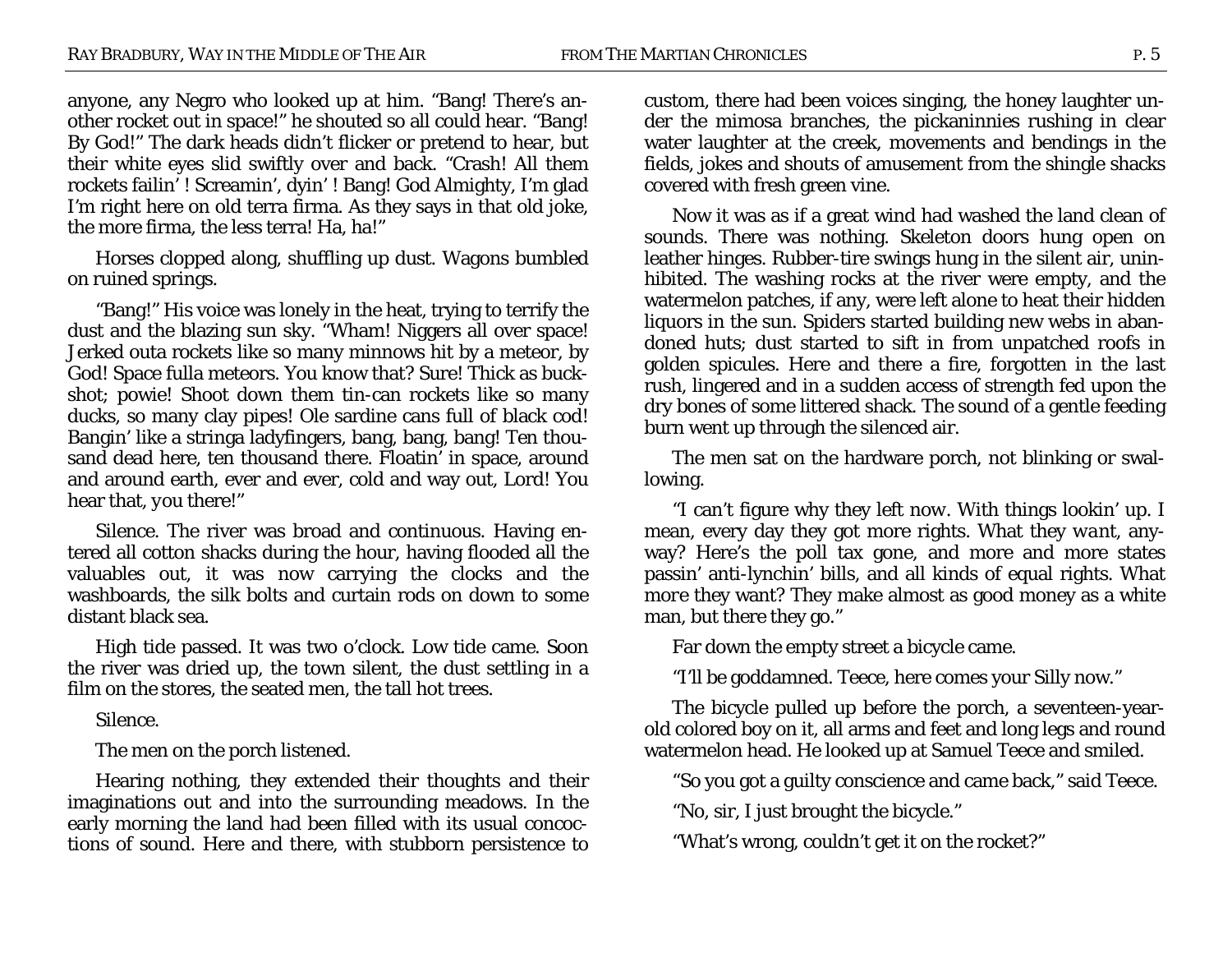anyone, any Negro who looked up at him. "Bang! There's another rocket out in space!" he shouted so all could hear. "Bang! By God!" The dark heads didn't flicker or pretend to hear, but their white eyes slid swiftly over and back. "Crash! All them rockets failin' ! Screamin', dyin' ! Bang! God Almighty, I'm glad I'm right here on old terra firma. As they says in that old joke, the more firma, the less terra! Ha, ha!"

Horses clopped along, shuffling up dust. Wagons bumbled on ruined springs.

"Bang!" His voice was lonely in the heat, trying to terrify the dust and the blazing sun sky. "Wham! Niggers all over space! Jerked outa rockets like so many minnows hit by a meteor, by God! Space fulla meteors. You know that? Sure! Thick as buckshot; powie! Shoot down them tin-can rockets like so many ducks, so many clay pipes! Ole sardine cans full of black cod! Bangin' like a stringa ladyfingers, bang, bang, bang! Ten thousand dead here, ten thousand there. Floatin' in space, around and around earth, ever and ever, cold and way out, Lord! You hear that, you there!"

Silence. The river was broad and continuous. Having entered all cotton shacks during the hour, having flooded all the valuables out, it was now carrying the clocks and the washboards, the silk bolts and curtain rods on down to some distant black sea.

High tide passed. It was two o'clock. Low tide came. Soon the river was dried up, the town silent, the dust settling in a film on the stores, the seated men, the tall hot trees.

Silence.

The men on the porch listened.

Hearing nothing, they extended their thoughts and their imaginations out and into the surrounding meadows. In the early morning the land had been filled with its usual concoctions of sound. Here and there, with stubborn persistence to custom, there had been voices singing, the honey laughter under the mimosa branches, the pickaninnies rushing in clear water laughter at the creek, movements and bendings in the fields, jokes and shouts of amusement from the shingle shacks covered with fresh green vine.

Now it was as if a great wind had washed the land clean of sounds. There was nothing. Skeleton doors hung open on leather hinges. Rubber-tire swings hung in the silent air, uninhibited. The washing rocks at the river were empty, and the watermelon patches, if any, were left alone to heat their hidden liquors in the sun. Spiders started building new webs in abandoned huts; dust started to sift in from unpatched roofs in golden spicules. Here and there a fire, forgotten in the last rush, lingered and in a sudden access of strength fed upon the dry bones of some littered shack. The sound of a gentle feeding burn went up through the silenced air.

The men sat on the hardware porch, not blinking or swallowing.

"I can't figure why they left now. With things lookin' up. I mean, every day they got more rights. What they *want*, anyway? Here's the poll tax gone, and more and more states passin' anti-lynchin' bills, and all kinds of equal rights. What more they want? They make almost as good money as a white man, but there they go."

Far down the empty street a bicycle came.

"I'll be goddamned. Teece, here comes your Silly now."

The bicycle pulled up before the porch, a seventeen-year-old colored boy on it, all arms and feet and long legs and round watermelon head. He looked up at Samuel Teece and smiled.

"So you got a guilty conscience and came back," said Teece.

"No, sir, I just brought the bicycle."

"What's wrong, couldn't get it on the rocket?"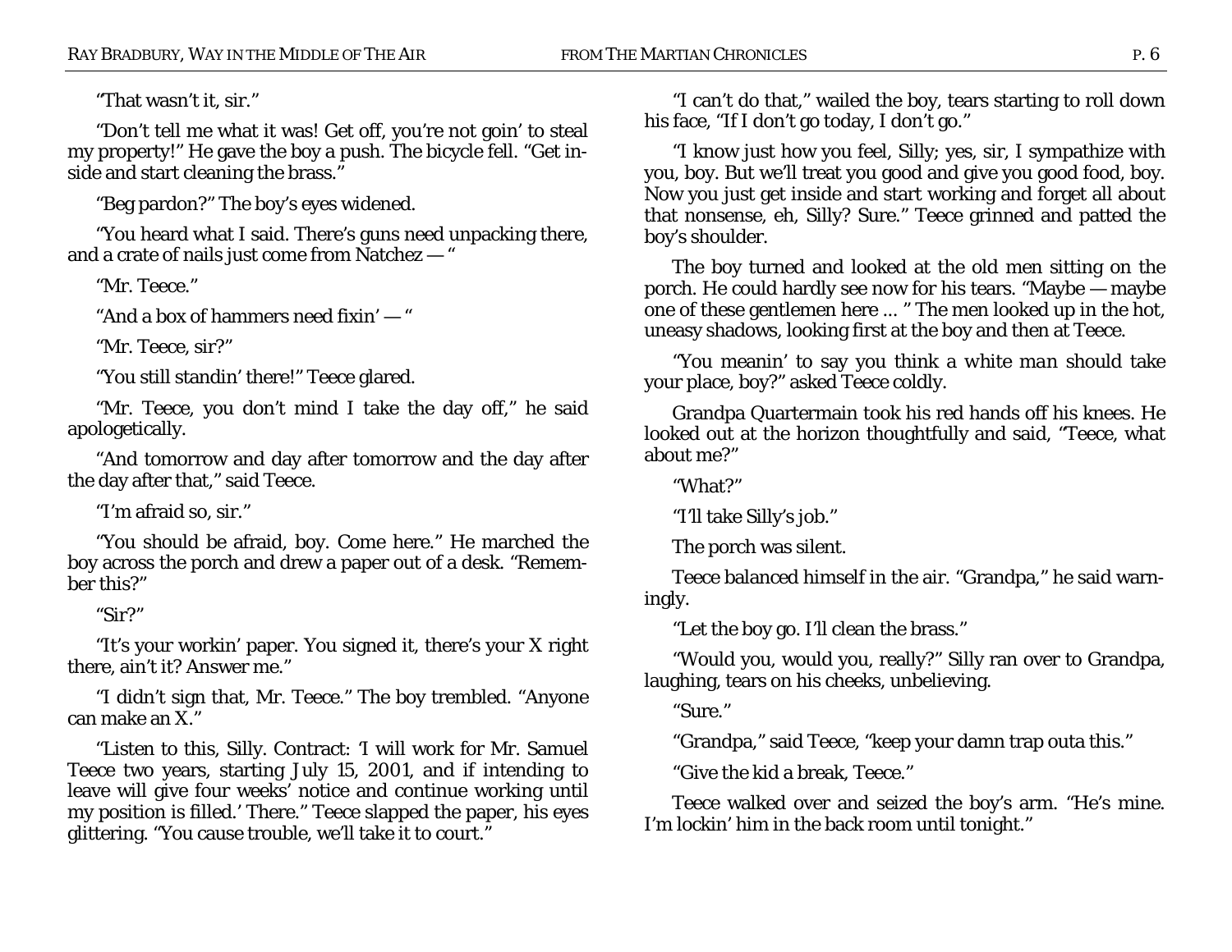"That wasn't it, sir."

"Don't tell me what it was! Get off, you're not goin' to steal my property!" He gave the boy a push. The bicycle fell. "Get inside and start cleaning the brass."

"Beg pardon?" The boy's eyes widened.

"You heard what I said. There's guns need unpacking there, and a crate of nails just come from Natchez — "

"Mr. Teece."

"And a box of hammers need fixin' — "

"Mr. Teece, sir?"

"You still standin' there!" Teece glared.

"Mr. Teece, you don't mind I take the day off," he said apologetically.

"And tomorrow and day after tomorrow and the day after the day after that," said Teece.

"I'm afraid so, sir."

"You should be afraid, boy. Come here." He marched the boy across the porch and drew a paper out of a desk. "Remember this?"

"Sir?"

"It's your workin' paper. You signed it, there's your X right there, ain't it? Answer me."

"I didn't sign that, Mr. Teece." The boy trembled. "Anyone can make an X."

"Listen to this, Silly. Contract: 'I will work for Mr. Samuel Teece two years, starting July 15, 2001, and if intending to leave will give four weeks' notice and continue working until my position is filled.' There." Teece slapped the paper, his eyes glittering. "You cause trouble, we'll take it to court."

"I can't do that," wailed the boy, tears starting to roll down his face, "If I don't go today, I don't go."

"I know just how you feel, Silly; yes, sir, I sympathize with you, boy. But we'll treat you good and give you good food, boy. Now you just get inside and start working and forget all about that nonsense, eh, Silly? Sure." Teece grinned and patted the boy's shoulder.

The boy turned and looked at the old men sitting on the porch. He could hardly see now for his tears. "Maybe — maybe one of these gentlemen here ... " The men looked up in the hot, uneasy shadows, looking first at the boy and then at Teece.

"You meanin' to say you think a *white man* should take your place, boy?" asked Teece coldly.

Grandpa Quartermain took his red hands off his knees. He looked out at the horizon thoughtfully and said, "Teece, what about me?"

"What?"

"I'll take Silly's job."

The porch was silent.

Teece balanced himself in the air. "Grandpa," he said warningly.

"Let the boy go. I'll clean the brass."

"Would you, would you, really?" Silly ran over to Grandpa, laughing, tears on his cheeks, unbelieving.

"Sure."

"Grandpa," said Teece, "keep your damn trap outa this."

"Give the kid a break, Teece."

Teece walked over and seized the boy's arm. "He's mine. I'm lockin' him in the back room until tonight."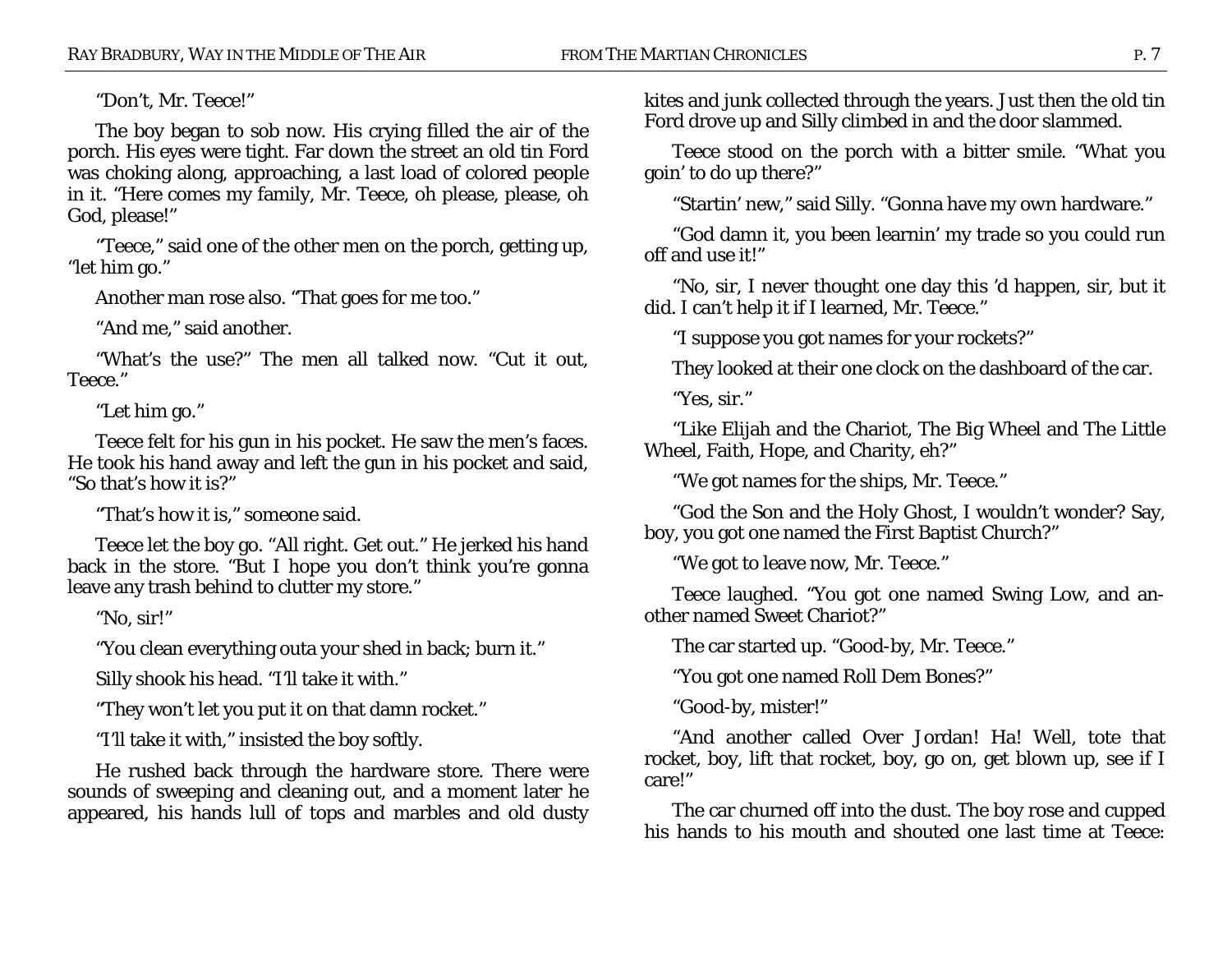"Don't, Mr. Teece!"

The boy began to sob now. His crying filled the air of the porch. His eyes were tight. Far down the street an old tin Ford was choking along, approaching, a last load of colored people in it. "Here comes my family, Mr. Teece, oh please, please, oh God, please!"

"Teece," said one of the other men on the porch, getting up, "let him go."

Another man rose also. "That goes for me too."

"And me," said another.

"What's the use?" The men all talked now. "Cut it out, Teece."

"Let him go."

Teece felt for his gun in his pocket. He saw the men's faces. He took his hand away and left the gun in his pocket and said, "So that's how it is?"

"That's how it is," someone said.

Teece let the boy go. "All right. Get out." He jerked his hand back in the store. "But I hope you don't think you're gonna leave any trash behind to clutter my store."

"No, sir!"

"You clean everything outa your shed in back; burn it."

Silly shook his head. "I'll take it with."

"They won't let you put it on that damn rocket."

"I'll take it with," insisted the boy softly.

He rushed back through the hardware store. There were sounds of sweeping and cleaning out, and a moment later he appeared, his hands lull of tops and marbles and old dusty kites and junk collected through the years. Just then the old tin Ford drove up and Silly climbed in and the door slammed.

Teece stood on the porch with a bitter smile. "What you goin' to do up there?"

"Startin' new," said Silly. "Gonna have my own hardware."

"God damn it, you been learnin' my trade so you could run off and use it!"

"No, sir, I never thought one day this 'd happen, sir, but it did. I can't help it if I learned, Mr. Teece."

"I suppose you got names for your rockets?"

They looked at their one clock on the dashboard of the car.

"Yes, sir."

"Like Elijah and the Chariot, The Big Wheel and The Little Wheel, Faith, Hope, and Charity, eh?"

"We got names for the ships, Mr. Teece."

"God the Son and the Holy Ghost, I wouldn't wonder? Say, boy, you got one named the First Baptist Church?"

"We got to leave now, Mr. Teece."

Teece laughed. "You got one named Swing Low, and another named Sweet Chariot?"

The car started up. "Good-by, Mr. Teece."

"You got one named Roll Dem Bones?"

"Good-by, mister!"

"And another called Over Jordan! Ha! Well, tote that rocket, boy, lift that rocket, boy, go on, get blown up, see if I care!"

The car churned off into the dust. The boy rose and cupped his hands to his mouth and shouted one last time at Teece: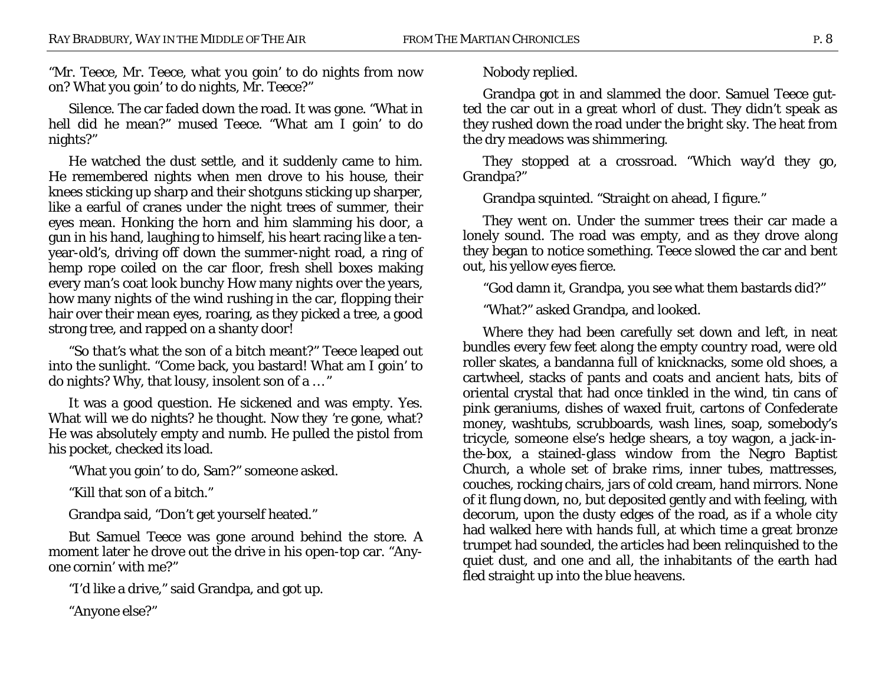"Mr. Teece, Mr. Teece, what you goin' to do nights from now on? What you goin' to do nights, Mr. Teece?"

Silence. The car faded down the road. It was gone. "What in hell did he mean?" mused Teece. "What am I goin' to do nights?"

He watched the dust settle, and it suddenly came to him. He remembered nights when men drove to his house, their knees sticking up sharp and their shotguns sticking up sharper, like a earful of cranes under the night trees of summer, their eyes mean. Honking the horn and him slamming his door, a gun in his hand, laughing to himself, his heart racing like a ten-year-old's, driving off down the summer-night road, a ring of hemp rope coiled on the car floor, fresh shell boxes making every man's coat look bunchy How many nights over the years, how many nights of the wind rushing in the car, flopping their hair over their mean eyes, roaring, as they picked a tree, a good strong tree, and rapped on a shanty door!

"So *that's* what the son of a bitch meant?" Teece leaped out into the sunlight. "Come back, you bastard! What am I goin' to do nights? Why, that lousy, insolent son of a … "

It was a good question. He sickened and was empty. Yes. What will we do nights? he thought. Now they 're gone, what? He was absolutely empty and numb. He pulled the pistol from his pocket, checked its load.

"What you goin' to do, Sam?" someone asked.

"Kill that son of a bitch."

Grandpa said, "Don't get yourself heated."

But Samuel Teece was gone around behind the store. A moment later he drove out the drive in his open-top car. "Anyone cornin' with me?"

"I'd like a drive," said Grandpa, and got up.

"Anyone else?"

Nobody replied.

Grandpa got in and slammed the door. Samuel Teece gutted the car out in a great whorl of dust. They didn't speak as they rushed down the road under the bright sky. The heat from the dry meadows was shimmering.

They stopped at a crossroad. "Which way'd they go, Grandpa?"

Grandpa squinted. "Straight on ahead, I figure."

They went on. Under the summer trees their car made a lonely sound. The road was empty, and as they drove along they began to notice something. Teece slowed the car and bent out, his yellow eyes fierce.

"God damn it, Grandpa, you see what them bastards did?"

"What?" asked Grandpa, and looked.

Where they had been carefully set down and left, in neat bundles every few feet along the empty country road, were old roller skates, a bandanna full of knicknacks, some old shoes, a cartwheel, stacks of pants and coats and ancient hats, bits of oriental crystal that had once tinkled in the wind, tin cans of pink geraniums, dishes of waxed fruit, cartons of Confederate money, washtubs, scrubboards, wash lines, soap, somebody's tricycle, someone else's hedge shears, a toy wagon, a jack-in-the-box, a stained-glass window from the Negro Baptist Church, a whole set of brake rims, inner tubes, mattresses, couches, rocking chairs, jars of cold cream, hand mirrors. None of it flung down, no, but deposited gently and with feeling, with decorum, upon the dusty edges of the road, as if a whole city had walked here with hands full, at which time a great bronze trumpet had sounded, the articles had been relinquished to the quiet dust, and one and all, the inhabitants of the earth had fled straight up into the blue heavens.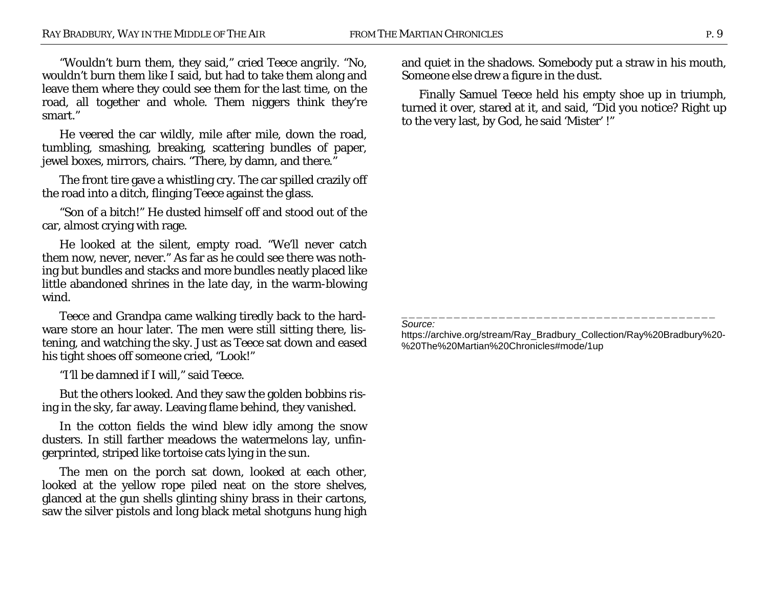"Wouldn't burn them, they said," cried Teece angrily. "No, wouldn't burn them like I said, but had to take them along and leave them where they could see them for the last time, on the road, all together and whole. Them niggers think they're smart."

He veered the car wildly, mile after mile, down the road, tumbling, smashing, breaking, scattering bundles of paper, jewel boxes, mirrors, chairs. "There, by damn, and there."

The front tire gave a whistling cry. The car spilled crazily off the road into a ditch, flinging Teece against the glass.

"Son of a bitch!" He dusted himself off and stood out of the car, almost crying with rage.

He looked at the silent, empty road. "We'll never catch them now, never, never." As far as he could see there was nothing but bundles and stacks and more bundles neatly placed like little abandoned shrines in the late day, in the warm-blowing wind.

Teece and Grandpa came walking tiredly back to the hardware store an hour later. The men were still sitting there, listening, and watching the sky. Just as Teece sat down and eased his tight shoes off someone cried, "Look!"

"I'll be damned if I will," said Teece.

But the others looked. And they saw the golden bobbins rising in the sky, far away. Leaving flame behind, they vanished.

In the cotton fields the wind blew idly among the snow dusters. In still farther meadows the watermelons lay, unfingerprinted, striped like tortoise cats lying in the sun.

The men on the porch sat down, looked at each other, looked at the yellow rope piled neat on the store shelves, glanced at the gun shells glinting shiny brass in their cartons, saw the silver pistols and long black metal shotguns hung high and quiet in the shadows. Somebody put a straw in his mouth, Someone else drew a figure in the dust.

Finally Samuel Teece held his empty shoe up in triumph, turned it over, stared at it, and said, "Did you notice? Right up to the very last, by God, he said 'Mister' !"

---

*Source:*
https://archive.org/stream/Ray_Bradbury_Collection/Ray%20Bradbury%20-%20The%20Martian%20Chronicles#mode/1up